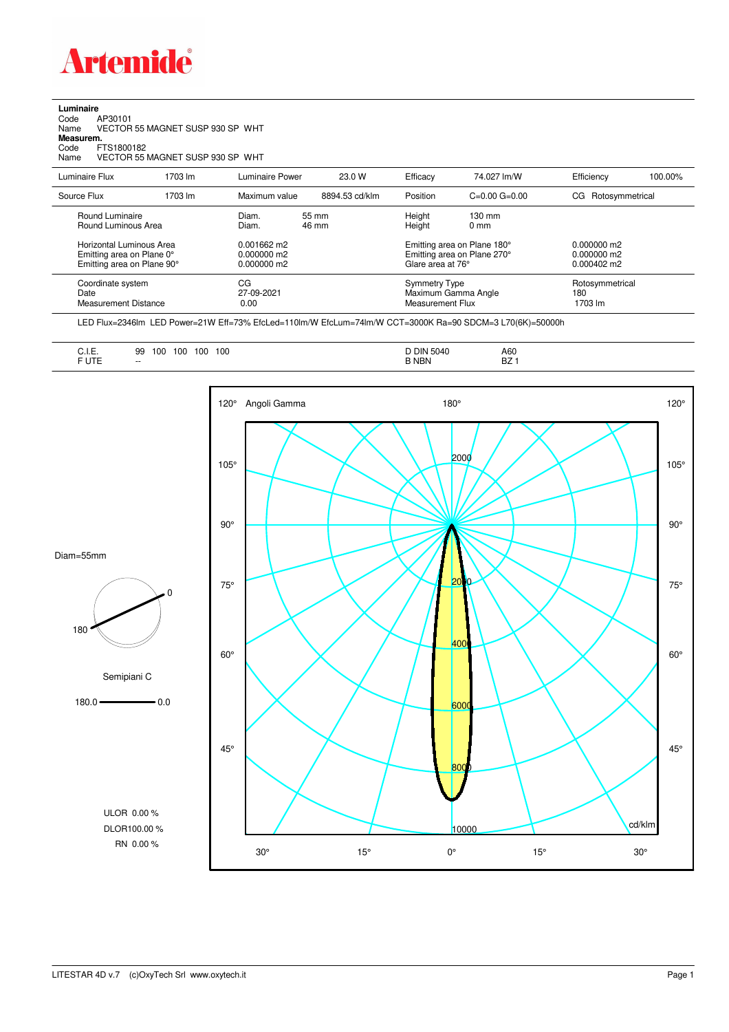# Artemide

**Luminaire**

Code AP30101
Name VECTOR 55 MAGNET SUSP 930 SP WHT

**Measurem.**

Code FTS1800182
Name VECTOR 55 MAGNET SUSP 930 SP WHT

| Luminaire Flux | 1703 lm | Luminaire Power | 23.0 W | Efficacy | 74.027 lm/W | Efficiency | 100.00% |
|---|---|---|---|---|---|---|---|
| Source Flux | 1703 lm | Maximum value | 8894.53 cd/klm | Position | C=0.00 G=0.00 | CG | Rotosymmetrical |

| | | | | |
|---|---|---|---|---|
| Round Luminaire | Diam. 55 mm | Height 130 mm | | |
| Round Luminous Area | Diam. 46 mm | Height 0 mm | | |
| Horizontal Luminous Area | 0.001662 m2 | Emitting area on Plane 180° | 0.000000 m2 | |
| Emitting area on Plane 0° | 0.000000 m2 | Emitting area on Plane 270° | 0.000000 m2 | |
| Emitting area on Plane 90° | 0.000000 m2 | Glare area at 76° | 0.000402 m2 | |

| | | | |
|---|---|---|---|
| Coordinate system | CG | Symmetry Type | Rotosymmetrical |
| Date | 27-09-2021 | Maximum Gamma Angle | 180 |
| Measurement Distance | 0.00 | Measurement Flux | 1703 lm |

LED Flux=2346lm LED Power=21W Eff=73% EfcLed=110lm/W EfcLum=74lm/W CCT=3000K Ra=90 SDCM=3 L70(6K)=50000h

| | | | |
|---|---|---|---|
| C.I.E. | 99 100 100 100 100 | D DIN 5040 | A60 |
| F UTE | -- | B NBN | BZ 1 |

Diam=55mm

Semipiani C

180.0 — 0.0

ULOR 0.00 %
DLOR100.00 %
RN 0.00 %

Angoli Gamma

cd/klm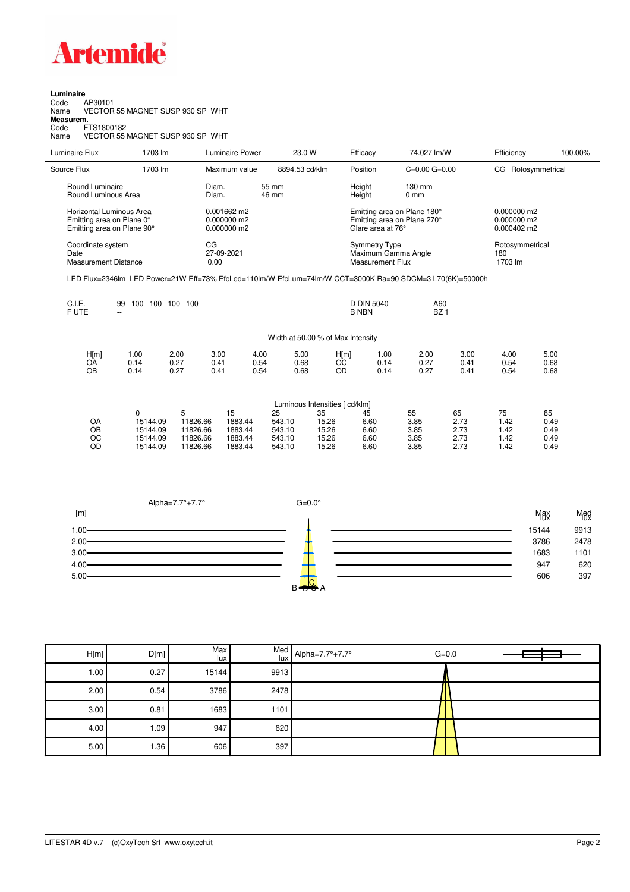Artemide

**Luminaire**
Code AP30101
Name VECTOR 55 MAGNET SUSP 930 SP WHT
**Measurem.**
Code FTS1800182
Name VECTOR 55 MAGNET SUSP 930 SP WHT

| | | | | | | | |
|---|---|---|---|---|---|---|---|
| Luminaire Flux | 1703 lm | Luminaire Power | 23.0 W | Efficacy | 74.027 lm/W | Efficiency | 100.00% |
| Source Flux | 1703 lm | Maximum value | 8894.53 cd/klm | Position | C=0.00 G=0.00 | CG Rotosymmetrical | |

| | | | | | |
|---|---|---|---|---|---|
| Round Luminaire | Diam. | 55 mm | Height | 130 mm | |
| Round Luminous Area | Diam. | 46 mm | Height | 0 mm | |
| Horizontal Luminous Area | 0.001662 m2 | | Emitting area on Plane 180° | | 0.000000 m2 |
| Emitting area on Plane 0° | 0.000000 m2 | | Emitting area on Plane 270° | | 0.000000 m2 |
| Emitting area on Plane 90° | 0.000000 m2 | | Glare area at 76° | | 0.000402 m2 |
| Coordinate system | CG | | Symmetry Type | | Rotosymmetrical |
| Date | 27-09-2021 | | Maximum Gamma Angle | | 180 |
| Measurement Distance | 0.00 | | Measurement Flux | | 1703 lm |

LED Flux=2346lm LED Power=21W Eff=73% EfcLed=110lm/W EfcLum=74lm/W CCT=3000K Ra=90 SDCM=3 L70(6K)=50000h

| | | | |
|---|---|---|---|
| C.I.E. | 99 100 100 100 100 | D DIN 5040 | A60 |
| F UTE | -- | B NBN | BZ 1 |

Width at 50.00 % of Max Intensity

| H[m] | 1.00 | 2.00 | 3.00 | 4.00 | 5.00 | H[m] | 1.00 | 2.00 | 3.00 | 4.00 | 5.00 |
|---|---|---|---|---|---|---|---|---|---|---|---|
| OA | 0.14 | 0.27 | 0.41 | 0.54 | 0.68 | OC | 0.14 | 0.27 | 0.41 | 0.54 | 0.68 |
| OB | 0.14 | 0.27 | 0.41 | 0.54 | 0.68 | OD | 0.14 | 0.27 | 0.41 | 0.54 | 0.68 |

Luminous Intensities [ cd/klm]

| | 0 | 5 | 15 | 25 | 35 | 45 | 55 | 65 | 75 | 85 |
|---|---|---|---|---|---|---|---|---|---|---|
| OA | 15144.09 | 11826.66 | 1883.44 | 543.10 | 15.26 | 6.60 | 3.85 | 2.73 | 1.42 | 0.49 |
| OB | 15144.09 | 11826.66 | 1883.44 | 543.10 | 15.26 | 6.60 | 3.85 | 2.73 | 1.42 | 0.49 |
| OC | 15144.09 | 11826.66 | 1883.44 | 543.10 | 15.26 | 6.60 | 3.85 | 2.73 | 1.42 | 0.49 |
| OD | 15144.09 | 11826.66 | 1883.44 | 543.10 | 15.26 | 6.60 | 3.85 | 2.73 | 1.42 | 0.49 |

Alpha=7.7°+7.7°
G=0.0°
[m]
1.00
2.00
3.00
4.00
5.00
B D C A

| [m] | Max lux | Med lux |
|---|---|---|
| 1.00 | 15144 | 9913 |
| 2.00 | 3786 | 2478 |
| 3.00 | 1683 | 1101 |
| 4.00 | 947 | 620 |
| 5.00 | 606 | 397 |

| H[m] | D[m] | Max lux | Med lux | Alpha=7.7°+7.7° G=0.0 |
|---|---|---|---|---|
| 1.00 | 0.27 | 15144 | 9913 | |
| 2.00 | 0.54 | 3786 | 2478 | |
| 3.00 | 0.81 | 1683 | 1101 | |
| 4.00 | 1.09 | 947 | 620 | |
| 5.00 | 1.36 | 606 | 397 | |

LITESTAR 4D v.7 (c)OxyTech Srl www.oxytech.it